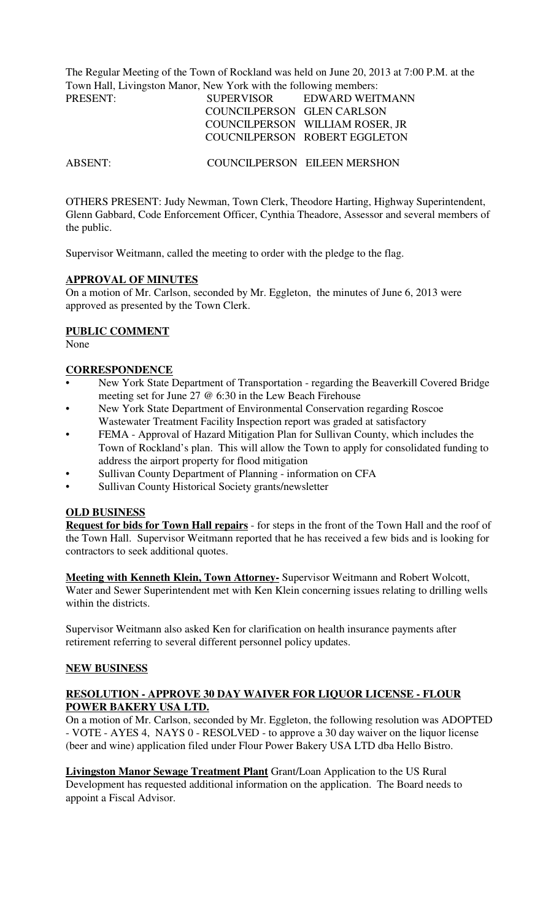The Regular Meeting of the Town of Rockland was held on June 20, 2013 at 7:00 P.M. at the Town Hall, Livingston Manor, New York with the following members:

| | | |
|---|---|---|
| PRESENT: | SUPERVISOR | EDWARD WEITMANN |
| | COUNCILPERSON | GLEN CARLSON |
| | COUNCILPERSON | WILLIAM ROSER, JR |
| | COUCNILPERSON | ROBERT EGGLETON |
| ABSENT: | COUNCILPERSON | EILEEN MERSHON |

OTHERS PRESENT: Judy Newman, Town Clerk, Theodore Harting, Highway Superintendent, Glenn Gabbard, Code Enforcement Officer, Cynthia Theadore, Assessor and several members of the public.

Supervisor Weitmann, called the meeting to order with the pledge to the flag.

**APPROVAL OF MINUTES**

On a motion of Mr. Carlson, seconded by Mr. Eggleton, the minutes of June 6, 2013 were approved as presented by the Town Clerk.

**PUBLIC COMMENT**

None

**CORRESPONDENCE**

- New York State Department of Transportation - regarding the Beaverkill Covered Bridge meeting set for June 27 @ 6:30 in the Lew Beach Firehouse
- New York State Department of Environmental Conservation regarding Roscoe Wastewater Treatment Facility Inspection report was graded at satisfactory
- FEMA - Approval of Hazard Mitigation Plan for Sullivan County, which includes the Town of Rockland's plan. This will allow the Town to apply for consolidated funding to address the airport property for flood mitigation
- Sullivan County Department of Planning - information on CFA
- Sullivan County Historical Society grants/newsletter

**OLD BUSINESS**

**Request for bids for Town Hall repairs** - for steps in the front of the Town Hall and the roof of the Town Hall. Supervisor Weitmann reported that he has received a few bids and is looking for contractors to seek additional quotes.

**Meeting with Kenneth Klein, Town Attorney-** Supervisor Weitmann and Robert Wolcott, Water and Sewer Superintendent met with Ken Klein concerning issues relating to drilling wells within the districts.

Supervisor Weitmann also asked Ken for clarification on health insurance payments after retirement referring to several different personnel policy updates.

**NEW BUSINESS**

**RESOLUTION - APPROVE 30 DAY WAIVER FOR LIQUOR LICENSE - FLOUR POWER BAKERY USA LTD.**

On a motion of Mr. Carlson, seconded by Mr. Eggleton, the following resolution was ADOPTED - VOTE - AYES 4, NAYS 0 - RESOLVED - to approve a 30 day waiver on the liquor license (beer and wine) application filed under Flour Power Bakery USA LTD dba Hello Bistro.

**Livingston Manor Sewage Treatment Plant** Grant/Loan Application to the US Rural Development has requested additional information on the application. The Board needs to appoint a Fiscal Advisor.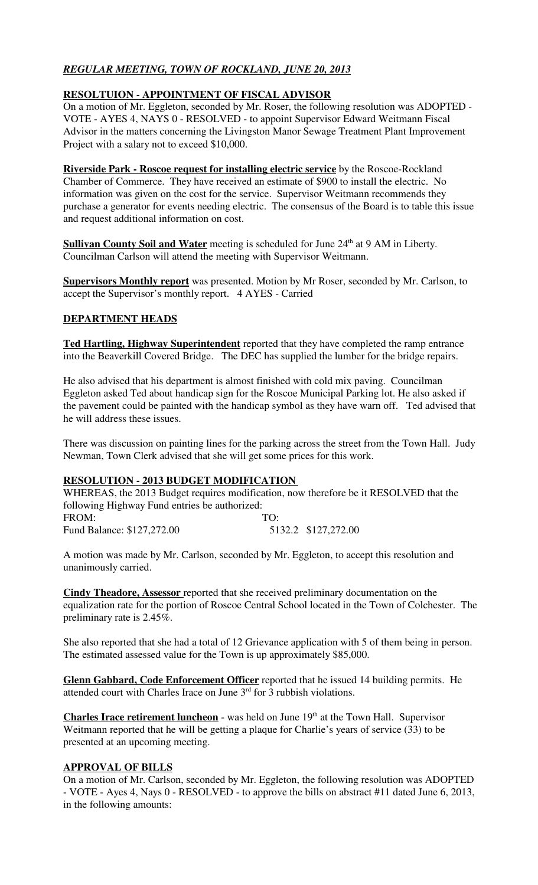## *REGULAR MEETING, TOWN OF ROCKLAND, JUNE 20, 2013*

**RESOLTUION - APPOINTMENT OF FISCAL ADVISOR**

On a motion of Mr. Eggleton, seconded by Mr. Roser, the following resolution was ADOPTED - VOTE - AYES 4, NAYS 0 - RESOLVED - to appoint Supervisor Edward Weitmann Fiscal Advisor in the matters concerning the Livingston Manor Sewage Treatment Plant Improvement Project with a salary not to exceed $10,000.

**Riverside Park - Roscoe request for installing electric service** by the Roscoe-Rockland Chamber of Commerce. They have received an estimate of $900 to install the electric. No information was given on the cost for the service. Supervisor Weitmann recommends they purchase a generator for events needing electric. The consensus of the Board is to table this issue and request additional information on cost.

**Sullivan County Soil and Water** meeting is scheduled for June 24th at 9 AM in Liberty. Councilman Carlson will attend the meeting with Supervisor Weitmann.

**Supervisors Monthly report** was presented. Motion by Mr Roser, seconded by Mr. Carlson, to accept the Supervisor's monthly report. 4 AYES - Carried

**DEPARTMENT HEADS**

**Ted Hartling, Highway Superintendent** reported that they have completed the ramp entrance into the Beaverkill Covered Bridge. The DEC has supplied the lumber for the bridge repairs.

He also advised that his department is almost finished with cold mix paving. Councilman Eggleton asked Ted about handicap sign for the Roscoe Municipal Parking lot. He also asked if the pavement could be painted with the handicap symbol as they have warn off. Ted advised that he will address these issues.

There was discussion on painting lines for the parking across the street from the Town Hall. Judy Newman, Town Clerk advised that she will get some prices for this work.

**RESOLUTION - 2013 BUDGET MODIFICATION**

WHEREAS, the 2013 Budget requires modification, now therefore be it RESOLVED that the following Highway Fund entries be authorized:

| FROM: | TO: |
|---|---|
| Fund Balance: $127,272.00 | 5132.2 $127,272.00 |

A motion was made by Mr. Carlson, seconded by Mr. Eggleton, to accept this resolution and unanimously carried.

**Cindy Theadore, Assessor** reported that she received preliminary documentation on the equalization rate for the portion of Roscoe Central School located in the Town of Colchester. The preliminary rate is 2.45%.

She also reported that she had a total of 12 Grievance application with 5 of them being in person. The estimated assessed value for the Town is up approximately $85,000.

**Glenn Gabbard, Code Enforcement Officer** reported that he issued 14 building permits. He attended court with Charles Irace on June 3rd for 3 rubbish violations.

**Charles Irace retirement luncheon** - was held on June 19th at the Town Hall. Supervisor Weitmann reported that he will be getting a plaque for Charlie's years of service (33) to be presented at an upcoming meeting.

**APPROVAL OF BILLS**

On a motion of Mr. Carlson, seconded by Mr. Eggleton, the following resolution was ADOPTED - VOTE - Ayes 4, Nays 0 - RESOLVED - to approve the bills on abstract #11 dated June 6, 2013, in the following amounts: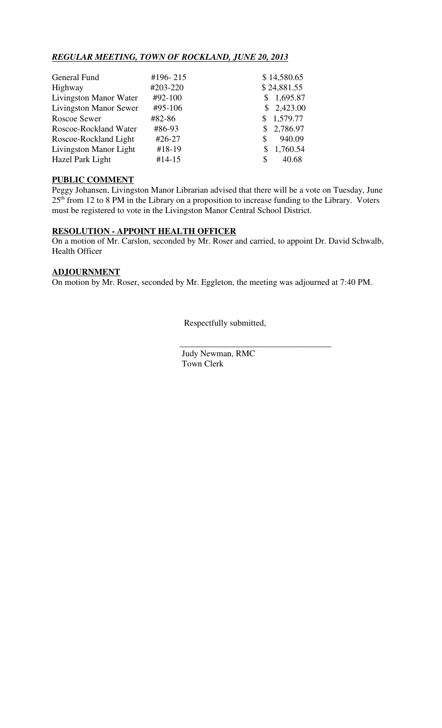***REGULAR MEETING, TOWN OF ROCKLAND, JUNE 20, 2013***

| | | |
|---|---|---|
| General Fund | #196- 215 | $ 14,580.65 |
| Highway | #203-220 | $ 24,881.55 |
| Livingston Manor Water | #92-100 | $ 1,695.87 |
| Livingston Manor Sewer | #95-106 | $ 2,423.00 |
| Roscoe Sewer | #82-86 | $ 1,579.77 |
| Roscoe-Rockland Water | #86-93 | $ 2,786.97 |
| Roscoe-Rockland Light | #26-27 | $ 940.09 |
| Livingston Manor Light | #18-19 | $ 1,760.54 |
| Hazel Park Light | #14-15 | $ 40.68 |

**PUBLIC COMMENT**

Peggy Johansen, Livingston Manor Librarian advised that there will be a vote on Tuesday, June 25th from 12 to 8 PM in the Library on a proposition to increase funding to the Library. Voters must be registered to vote in the Livingston Manor Central School District.

**RESOLUTION - APPOINT HEALTH OFFICER**

On a motion of Mr. Carslon, seconded by Mr. Roser and carried, to appoint Dr. David Schwalb, Health Officer

**ADJOURNMENT**

On motion by Mr. Roser, seconded by Mr. Eggleton, the meeting was adjourned at 7:40 PM.

Respectfully submitted,

\_\_\_\_\_\_\_\_\_\_\_\_\_\_\_\_\_\_\_\_\_\_\_\_\_\_\_\_\_\_\_\_\_\_

Judy Newman, RMC
Town Clerk